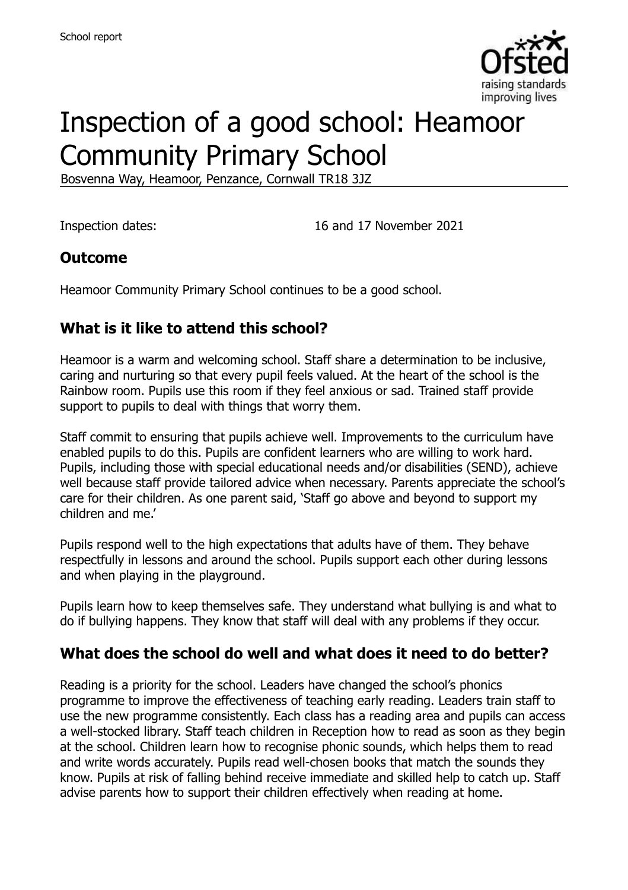# Inspection of a good school: Heamoor Community Primary School

Bosvenna Way, Heamoor, Penzance, Cornwall TR18 3JZ

Inspection dates: 16 and 17 November 2021

## Outcome

Heamoor Community Primary School continues to be a good school.

## What is it like to attend this school?

Heamoor is a warm and welcoming school. Staff share a determination to be inclusive, caring and nurturing so that every pupil feels valued. At the heart of the school is the Rainbow room. Pupils use this room if they feel anxious or sad. Trained staff provide support to pupils to deal with things that worry them.

Staff commit to ensuring that pupils achieve well. Improvements to the curriculum have enabled pupils to do this. Pupils are confident learners who are willing to work hard. Pupils, including those with special educational needs and/or disabilities (SEND), achieve well because staff provide tailored advice when necessary. Parents appreciate the school's care for their children. As one parent said, 'Staff go above and beyond to support my children and me.'

Pupils respond well to the high expectations that adults have of them. They behave respectfully in lessons and around the school. Pupils support each other during lessons and when playing in the playground.

Pupils learn how to keep themselves safe. They understand what bullying is and what to do if bullying happens. They know that staff will deal with any problems if they occur.

## What does the school do well and what does it need to do better?

Reading is a priority for the school. Leaders have changed the school's phonics programme to improve the effectiveness of teaching early reading. Leaders train staff to use the new programme consistently. Each class has a reading area and pupils can access a well-stocked library. Staff teach children in Reception how to read as soon as they begin at the school. Children learn how to recognise phonic sounds, which helps them to read and write words accurately. Pupils read well-chosen books that match the sounds they know. Pupils at risk of falling behind receive immediate and skilled help to catch up. Staff advise parents how to support their children effectively when reading at home.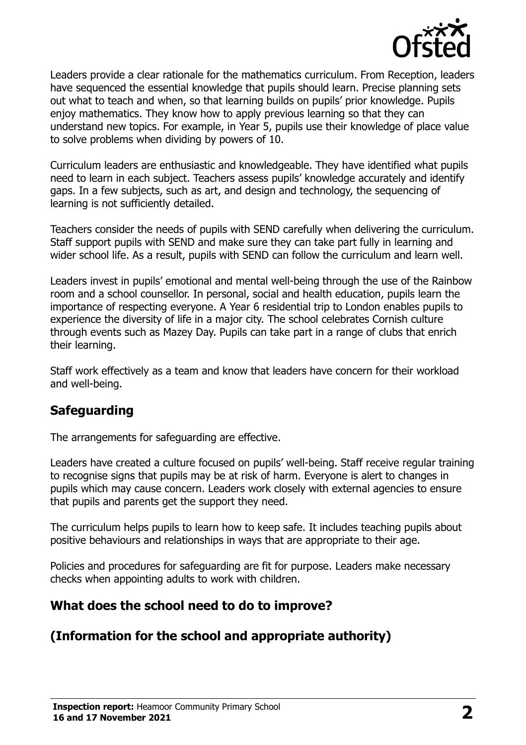Leaders provide a clear rationale for the mathematics curriculum. From Reception, leaders have sequenced the essential knowledge that pupils should learn. Precise planning sets out what to teach and when, so that learning builds on pupils' prior knowledge. Pupils enjoy mathematics. They know how to apply previous learning so that they can understand new topics. For example, in Year 5, pupils use their knowledge of place value to solve problems when dividing by powers of 10.

Curriculum leaders are enthusiastic and knowledgeable. They have identified what pupils need to learn in each subject. Teachers assess pupils' knowledge accurately and identify gaps. In a few subjects, such as art, and design and technology, the sequencing of learning is not sufficiently detailed.

Teachers consider the needs of pupils with SEND carefully when delivering the curriculum. Staff support pupils with SEND and make sure they can take part fully in learning and wider school life. As a result, pupils with SEND can follow the curriculum and learn well.

Leaders invest in pupils' emotional and mental well-being through the use of the Rainbow room and a school counsellor. In personal, social and health education, pupils learn the importance of respecting everyone. A Year 6 residential trip to London enables pupils to experience the diversity of life in a major city. The school celebrates Cornish culture through events such as Mazey Day. Pupils can take part in a range of clubs that enrich their learning.

Staff work effectively as a team and know that leaders have concern for their workload and well-being.

## Safeguarding

The arrangements for safeguarding are effective.

Leaders have created a culture focused on pupils' well-being. Staff receive regular training to recognise signs that pupils may be at risk of harm. Everyone is alert to changes in pupils which may cause concern. Leaders work closely with external agencies to ensure that pupils and parents get the support they need.

The curriculum helps pupils to learn how to keep safe. It includes teaching pupils about positive behaviours and relationships in ways that are appropriate to their age.

Policies and procedures for safeguarding are fit for purpose. Leaders make necessary checks when appointing adults to work with children.

## What does the school need to do to improve?

## (Information for the school and appropriate authority)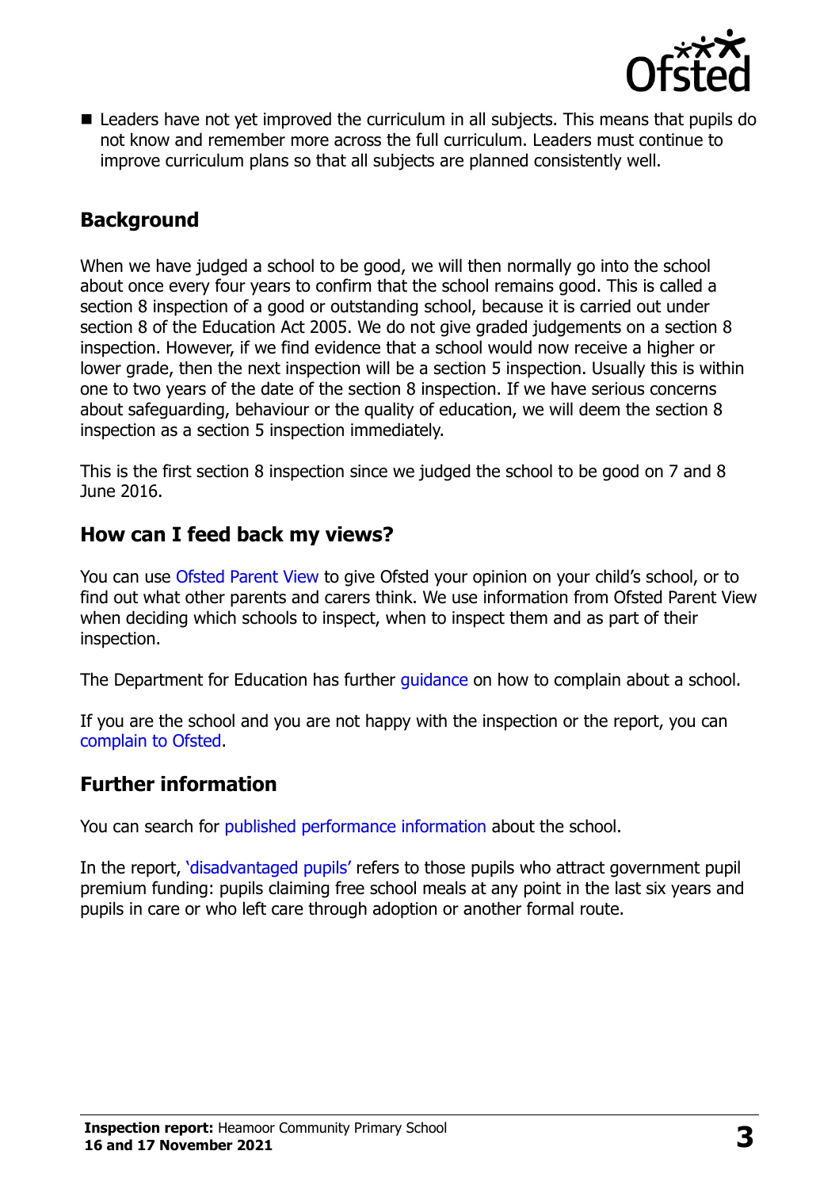- Leaders have not yet improved the curriculum in all subjects. This means that pupils do not know and remember more across the full curriculum. Leaders must continue to improve curriculum plans so that all subjects are planned consistently well.

## Background

When we have judged a school to be good, we will then normally go into the school about once every four years to confirm that the school remains good. This is called a section 8 inspection of a good or outstanding school, because it is carried out under section 8 of the Education Act 2005. We do not give graded judgements on a section 8 inspection. However, if we find evidence that a school would now receive a higher or lower grade, then the next inspection will be a section 5 inspection. Usually this is within one to two years of the date of the section 8 inspection. If we have serious concerns about safeguarding, behaviour or the quality of education, we will deem the section 8 inspection as a section 5 inspection immediately.

This is the first section 8 inspection since we judged the school to be good on 7 and 8 June 2016.

## How can I feed back my views?

You can use Ofsted Parent View to give Ofsted your opinion on your child's school, or to find out what other parents and carers think. We use information from Ofsted Parent View when deciding which schools to inspect, when to inspect them and as part of their inspection.

The Department for Education has further guidance on how to complain about a school.

If you are the school and you are not happy with the inspection or the report, you can complain to Ofsted.

## Further information

You can search for published performance information about the school.

In the report, 'disadvantaged pupils' refers to those pupils who attract government pupil premium funding: pupils claiming free school meals at any point in the last six years and pupils in care or who left care through adoption or another formal route.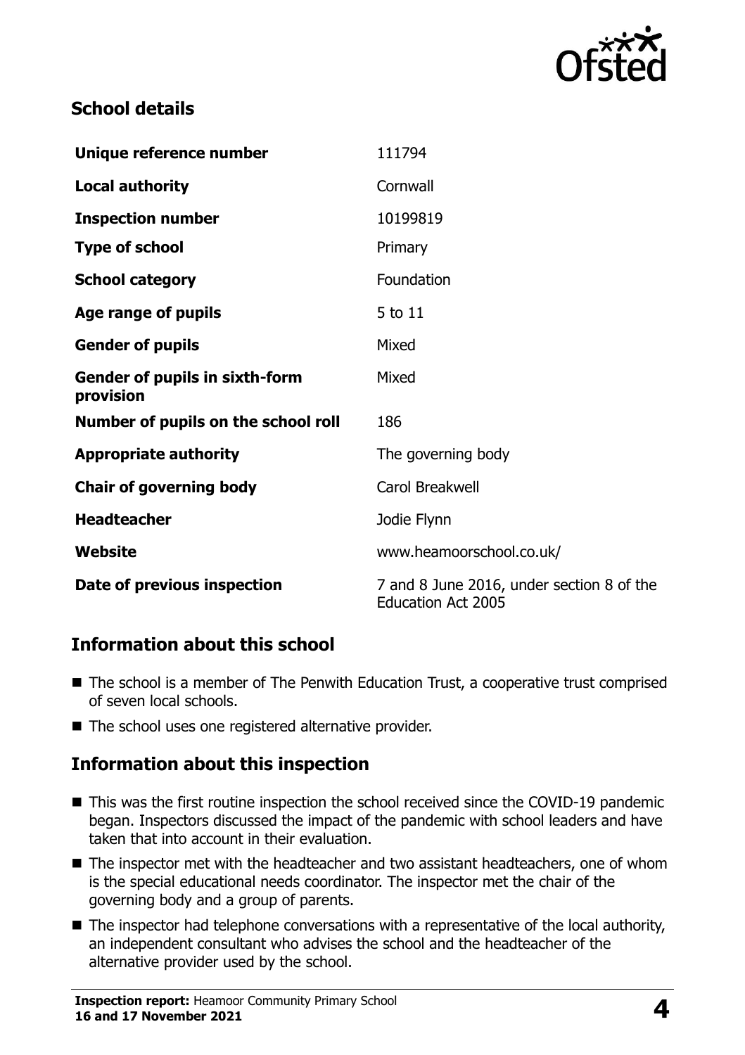## School details

| | |
|---|---|
| **Unique reference number** | 111794 |
| **Local authority** | Cornwall |
| **Inspection number** | 10199819 |
| **Type of school** | Primary |
| **School category** | Foundation |
| **Age range of pupils** | 5 to 11 |
| **Gender of pupils** | Mixed |
| **Gender of pupils in sixth-form provision** | Mixed |
| **Number of pupils on the school roll** | 186 |
| **Appropriate authority** | The governing body |
| **Chair of governing body** | Carol Breakwell |
| **Headteacher** | Jodie Flynn |
| **Website** | www.heamoorschool.co.uk/ |
| **Date of previous inspection** | 7 and 8 June 2016, under section 8 of the Education Act 2005 |

## Information about this school

- The school is a member of The Penwith Education Trust, a cooperative trust comprised of seven local schools.
- The school uses one registered alternative provider.

## Information about this inspection

- This was the first routine inspection the school received since the COVID-19 pandemic began. Inspectors discussed the impact of the pandemic with school leaders and have taken that into account in their evaluation.
- The inspector met with the headteacher and two assistant headteachers, one of whom is the special educational needs coordinator. The inspector met the chair of the governing body and a group of parents.
- The inspector had telephone conversations with a representative of the local authority, an independent consultant who advises the school and the headteacher of the alternative provider used by the school.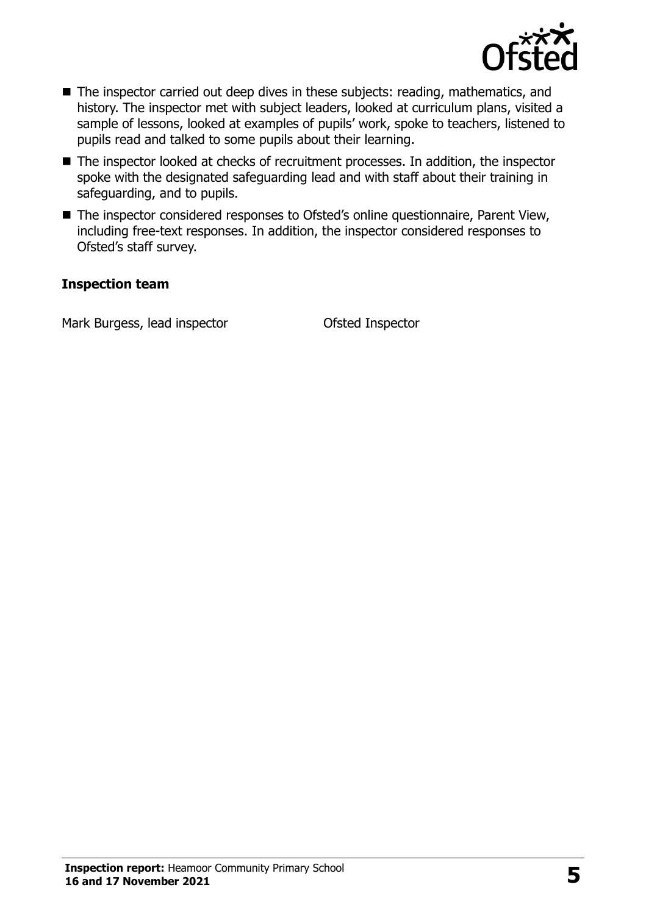- The inspector carried out deep dives in these subjects: reading, mathematics, and history. The inspector met with subject leaders, looked at curriculum plans, visited a sample of lessons, looked at examples of pupils' work, spoke to teachers, listened to pupils read and talked to some pupils about their learning.
- The inspector looked at checks of recruitment processes. In addition, the inspector spoke with the designated safeguarding lead and with staff about their training in safeguarding, and to pupils.
- The inspector considered responses to Ofsted's online questionnaire, Parent View, including free-text responses. In addition, the inspector considered responses to Ofsted's staff survey.

### Inspection team

| | |
|---|---|
| Mark Burgess, lead inspector | Ofsted Inspector |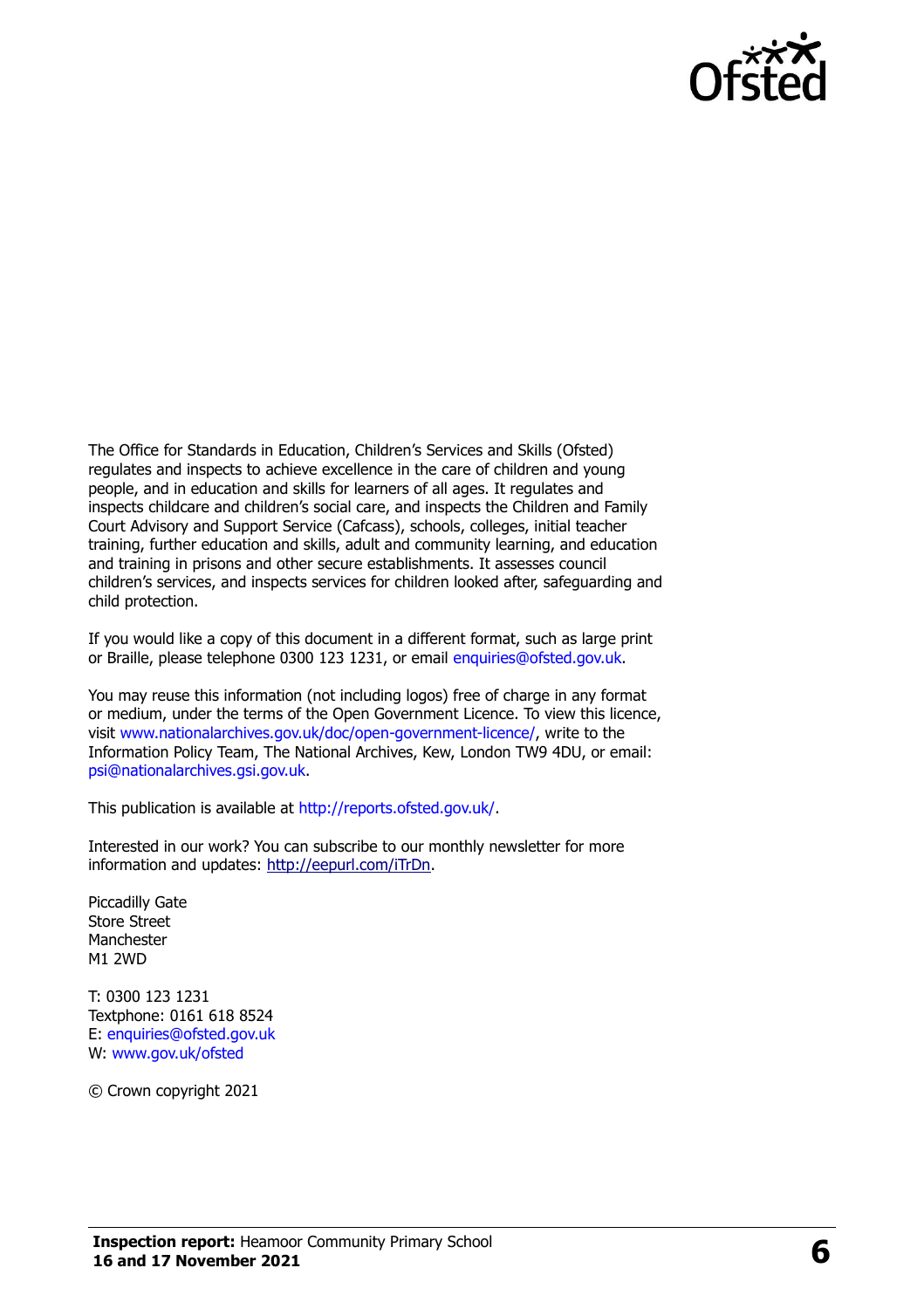The Office for Standards in Education, Children's Services and Skills (Ofsted) regulates and inspects to achieve excellence in the care of children and young people, and in education and skills for learners of all ages. It regulates and inspects childcare and children's social care, and inspects the Children and Family Court Advisory and Support Service (Cafcass), schools, colleges, initial teacher training, further education and skills, adult and community learning, and education and training in prisons and other secure establishments. It assesses council children's services, and inspects services for children looked after, safeguarding and child protection.

If you would like a copy of this document in a different format, such as large print or Braille, please telephone 0300 123 1231, or email enquiries@ofsted.gov.uk.

You may reuse this information (not including logos) free of charge in any format or medium, under the terms of the Open Government Licence. To view this licence, visit www.nationalarchives.gov.uk/doc/open-government-licence/, write to the Information Policy Team, The National Archives, Kew, London TW9 4DU, or email: psi@nationalarchives.gsi.gov.uk.

This publication is available at http://reports.ofsted.gov.uk/.

Interested in our work? You can subscribe to our monthly newsletter for more information and updates: http://eepurl.com/iTrDn.

Piccadilly Gate  
Store Street  
Manchester  
M1 2WD

T: 0300 123 1231  
Textphone: 0161 618 8524  
E: enquiries@ofsted.gov.uk  
W: www.gov.uk/ofsted

© Crown copyright 2021